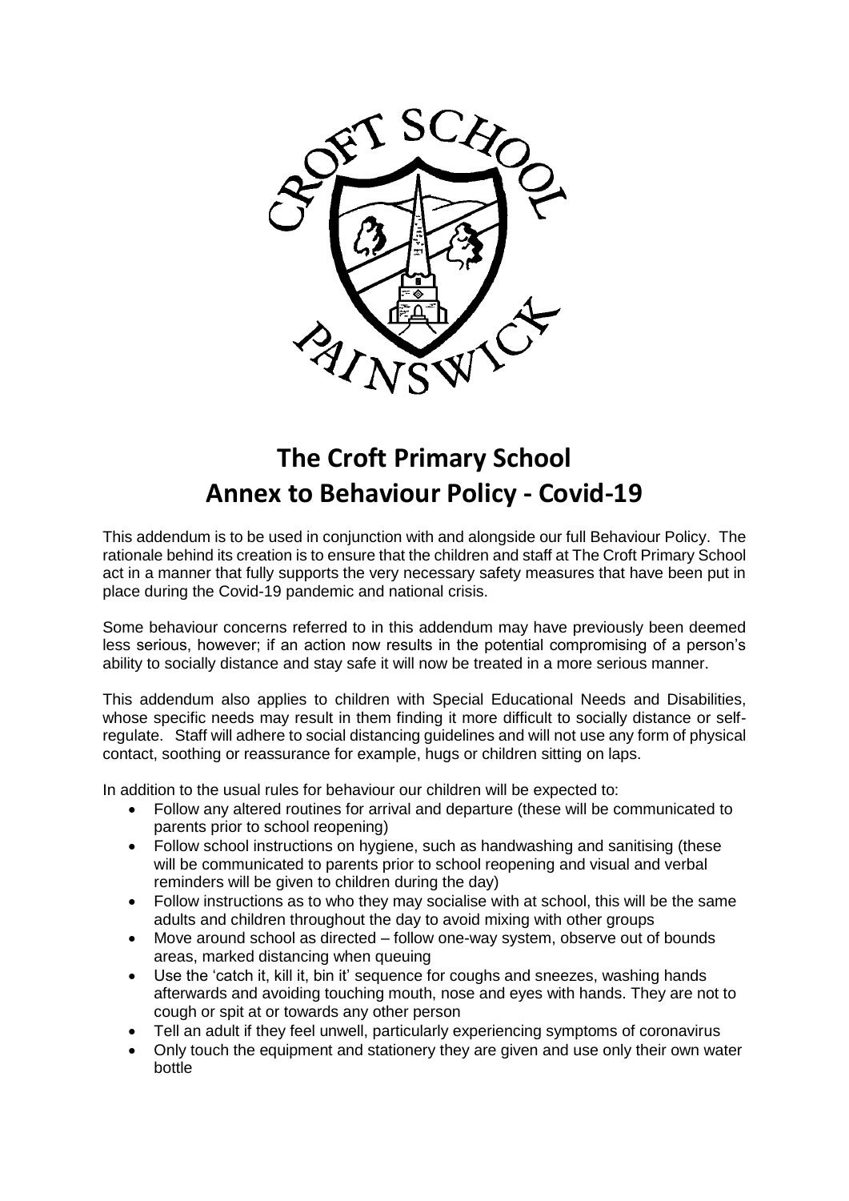# The Croft Primary School
# Annex to Behaviour Policy - Covid-19

This addendum is to be used in conjunction with and alongside our full Behaviour Policy. The rationale behind its creation is to ensure that the children and staff at The Croft Primary School act in a manner that fully supports the very necessary safety measures that have been put in place during the Covid-19 pandemic and national crisis.

Some behaviour concerns referred to in this addendum may have previously been deemed less serious, however; if an action now results in the potential compromising of a person's ability to socially distance and stay safe it will now be treated in a more serious manner.

This addendum also applies to children with Special Educational Needs and Disabilities, whose specific needs may result in them finding it more difficult to socially distance or self-regulate. Staff will adhere to social distancing guidelines and will not use any form of physical contact, soothing or reassurance for example, hugs or children sitting on laps.

In addition to the usual rules for behaviour our children will be expected to:

- Follow any altered routines for arrival and departure (these will be communicated to parents prior to school reopening)
- Follow school instructions on hygiene, such as handwashing and sanitising (these will be communicated to parents prior to school reopening and visual and verbal reminders will be given to children during the day)
- Follow instructions as to who they may socialise with at school, this will be the same adults and children throughout the day to avoid mixing with other groups
- Move around school as directed – follow one-way system, observe out of bounds areas, marked distancing when queuing
- Use the 'catch it, kill it, bin it' sequence for coughs and sneezes, washing hands afterwards and avoiding touching mouth, nose and eyes with hands. They are not to cough or spit at or towards any other person
- Tell an adult if they feel unwell, particularly experiencing symptoms of coronavirus
- Only touch the equipment and stationery they are given and use only their own water bottle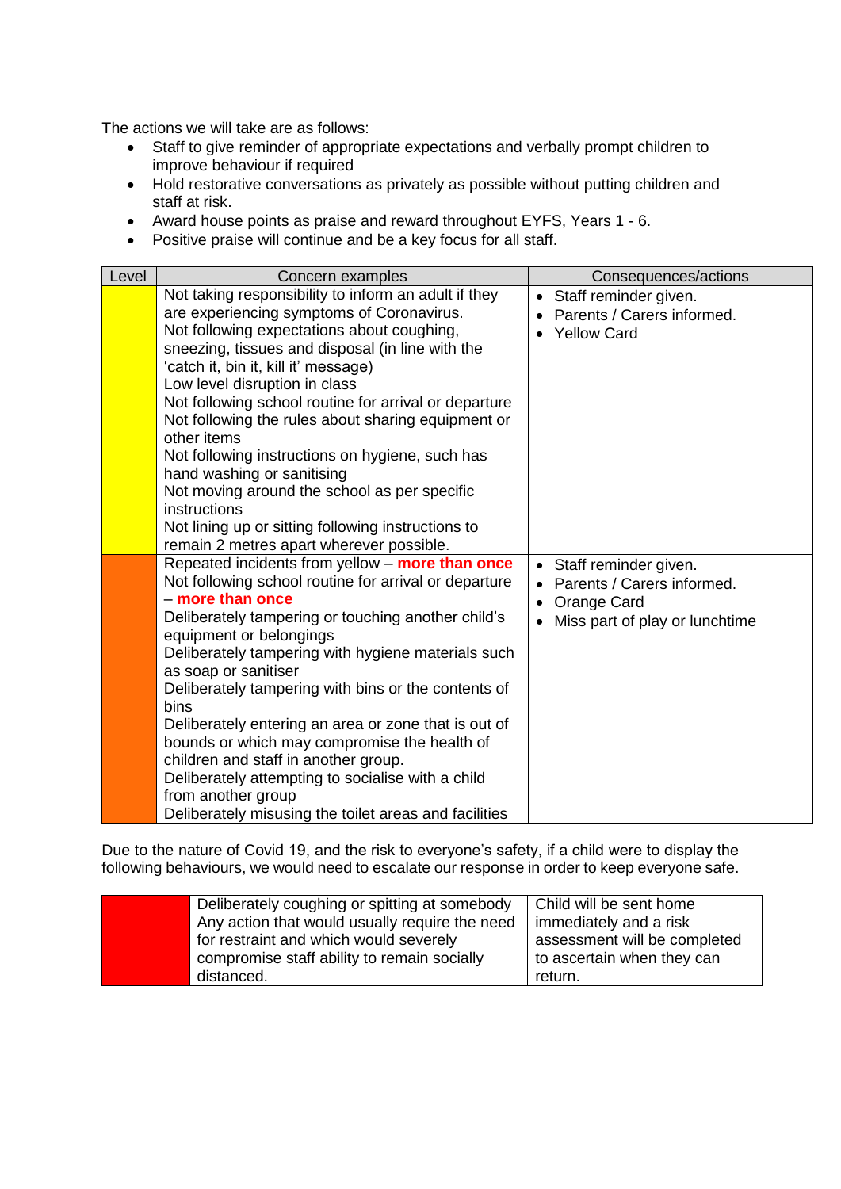The actions we will take are as follows:

- Staff to give reminder of appropriate expectations and verbally prompt children to improve behaviour if required
- Hold restorative conversations as privately as possible without putting children and staff at risk.
- Award house points as praise and reward throughout EYFS, Years 1 - 6.
- Positive praise will continue and be a key focus for all staff.

| Level | Concern examples | Consequences/actions |
|---|---|---|
| Yellow | Not taking responsibility to inform an adult if they are experiencing symptoms of Coronavirus.<br>Not following expectations about coughing, sneezing, tissues and disposal (in line with the 'catch it, bin it, kill it' message)<br>Low level disruption in class<br>Not following school routine for arrival or departure<br>Not following the rules about sharing equipment or other items<br>Not following instructions on hygiene, such has hand washing or sanitising<br>Not moving around the school as per specific instructions<br>Not lining up or sitting following instructions to remain 2 metres apart wherever possible. | • Staff reminder given.<br>• Parents / Carers informed.<br>• Yellow Card |
| Orange | Repeated incidents from yellow – **more than once**<br>Not following school routine for arrival or departure – **more than once**<br>Deliberately tampering or touching another child's equipment or belongings<br>Deliberately tampering with hygiene materials such as soap or sanitiser<br>Deliberately tampering with bins or the contents of bins<br>Deliberately entering an area or zone that is out of bounds or which may compromise the health of children and staff in another group.<br>Deliberately attempting to socialise with a child from another group<br>Deliberately misusing the toilet areas and facilities | • Staff reminder given.<br>• Parents / Carers informed.<br>• Orange Card<br>• Miss part of play or lunchtime |

Due to the nature of Covid 19, and the risk to everyone's safety, if a child were to display the following behaviours, we would need to escalate our response in order to keep everyone safe.

| | | |
|---|---|---|
| Red | Deliberately coughing or spitting at somebody<br>Any action that would usually require the need for restraint and which would severely compromise staff ability to remain socially distanced. | Child will be sent home immediately and a risk assessment will be completed to ascertain when they can return. |